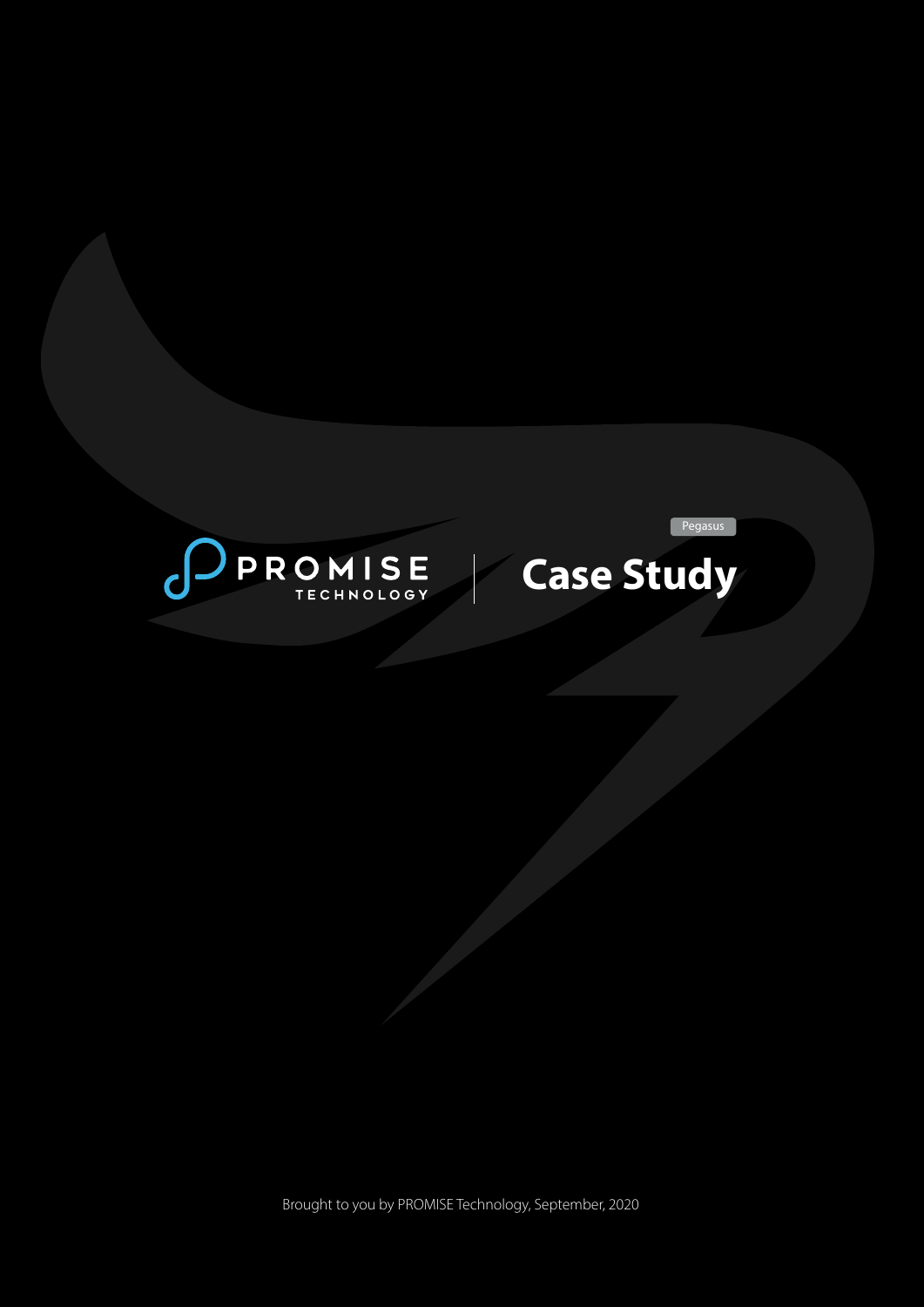Pegasus

PROMISE TECHNOLOGY

# Case Study

Brought to you by PROMISE Technology, September, 2020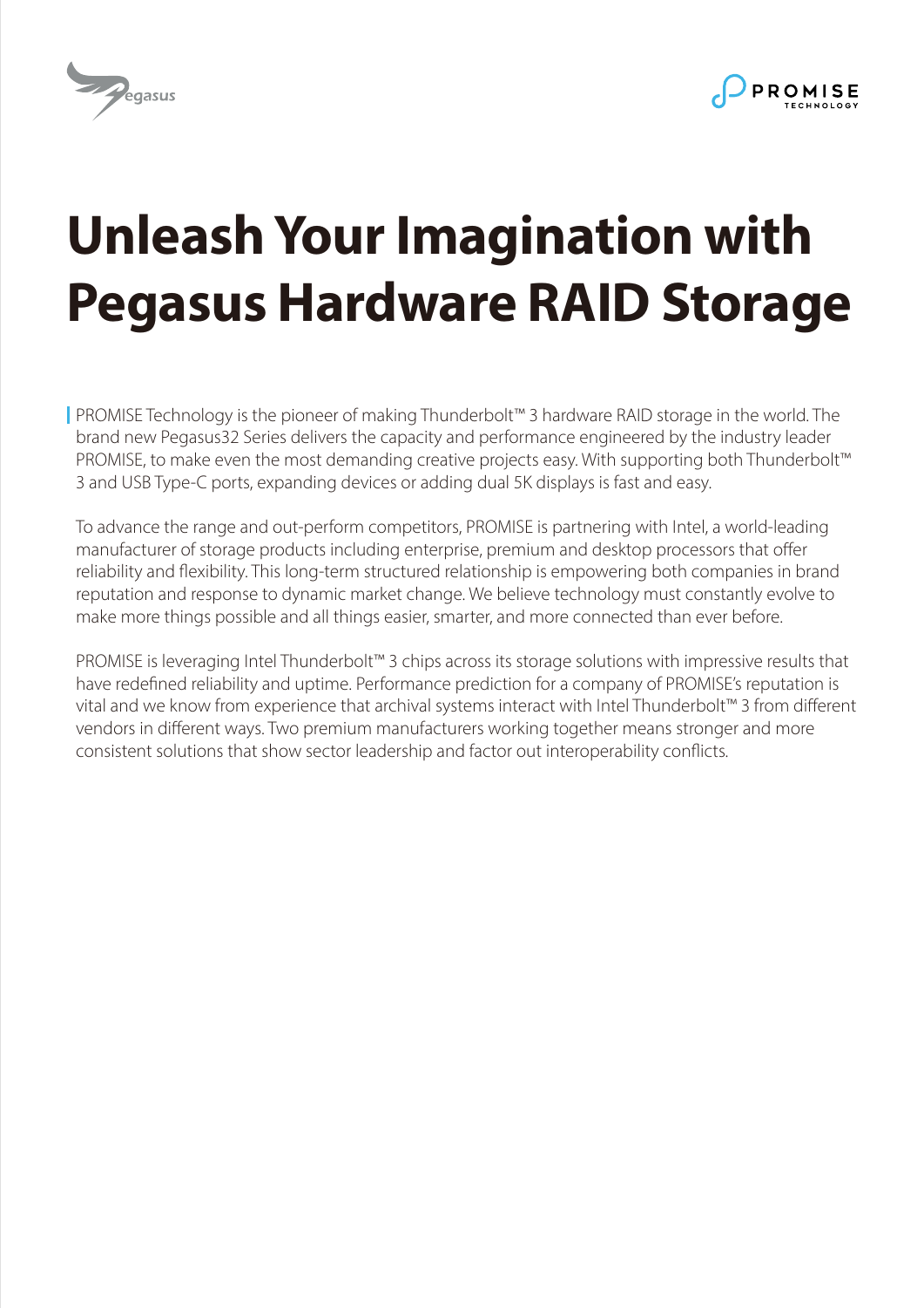# Unleash Your Imagination with Pegasus Hardware RAID Storage

PROMISE Technology is the pioneer of making Thunderbolt™ 3 hardware RAID storage in the world. The brand new Pegasus32 Series delivers the capacity and performance engineered by the industry leader PROMISE, to make even the most demanding creative projects easy. With supporting both Thunderbolt™ 3 and USB Type-C ports, expanding devices or adding dual 5K displays is fast and easy.

To advance the range and out-perform competitors, PROMISE is partnering with Intel, a world-leading manufacturer of storage products including enterprise, premium and desktop processors that offer reliability and flexibility. This long-term structured relationship is empowering both companies in brand reputation and response to dynamic market change. We believe technology must constantly evolve to make more things possible and all things easier, smarter, and more connected than ever before.

PROMISE is leveraging Intel Thunderbolt™ 3 chips across its storage solutions with impressive results that have redefined reliability and uptime. Performance prediction for a company of PROMISE's reputation is vital and we know from experience that archival systems interact with Intel Thunderbolt™ 3 from different vendors in different ways. Two premium manufacturers working together means stronger and more consistent solutions that show sector leadership and factor out interoperability conflicts.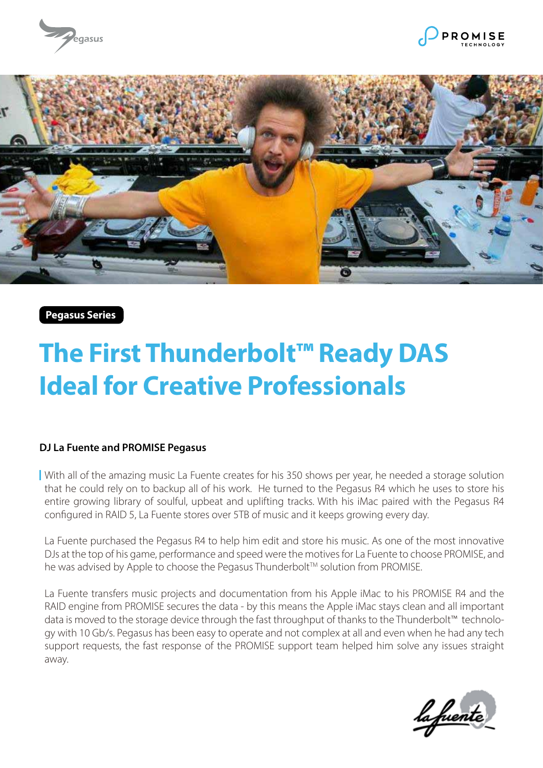Pegasus Series

# The First Thunderbolt™ Ready DAS Ideal for Creative Professionals

**DJ La Fuente and PROMISE Pegasus**

With all of the amazing music La Fuente creates for his 350 shows per year, he needed a storage solution that he could rely on to backup all of his work. He turned to the Pegasus R4 which he uses to store his entire growing library of soulful, upbeat and uplifting tracks. With his iMac paired with the Pegasus R4 configured in RAID 5, La Fuente stores over 5TB of music and it keeps growing every day.

La Fuente purchased the Pegasus R4 to help him edit and store his music. As one of the most innovative DJs at the top of his game, performance and speed were the motives for La Fuente to choose PROMISE, and he was advised by Apple to choose the Pegasus Thunderbolt™ solution from PROMISE.

La Fuente transfers music projects and documentation from his Apple iMac to his PROMISE R4 and the RAID engine from PROMISE secures the data - by this means the Apple iMac stays clean and all important data is moved to the storage device through the fast throughput of thanks to the Thunderbolt™ technology with 10 Gb/s. Pegasus has been easy to operate and not complex at all and even when he had any tech support requests, the fast response of the PROMISE support team helped him solve any issues straight away.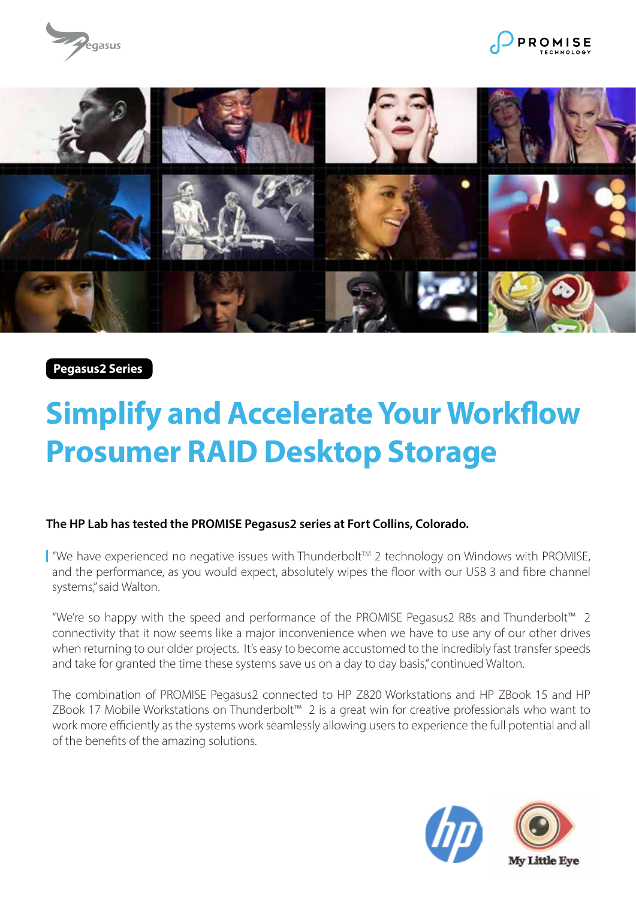**Pegasus2 Series**

# Simplify and Accelerate Your Workflow Prosumer RAID Desktop Storage

**The HP Lab has tested the PROMISE Pegasus2 series at Fort Collins, Colorado.**

"We have experienced no negative issues with Thunderbolt™ 2 technology on Windows with PROMISE, and the performance, as you would expect, absolutely wipes the floor with our USB 3 and fibre channel systems," said Walton.

"We're so happy with the speed and performance of the PROMISE Pegasus2 R8s and Thunderbolt™ 2 connectivity that it now seems like a major inconvenience when we have to use any of our other drives when returning to our older projects. It's easy to become accustomed to the incredibly fast transfer speeds and take for granted the time these systems save us on a day to day basis," continued Walton.

The combination of PROMISE Pegasus2 connected to HP Z820 Workstations and HP ZBook 15 and HP ZBook 17 Mobile Workstations on Thunderbolt™ 2 is a great win for creative professionals who want to work more efficiently as the systems work seamlessly allowing users to experience the full potential and all of the benefits of the amazing solutions.

My Little Eye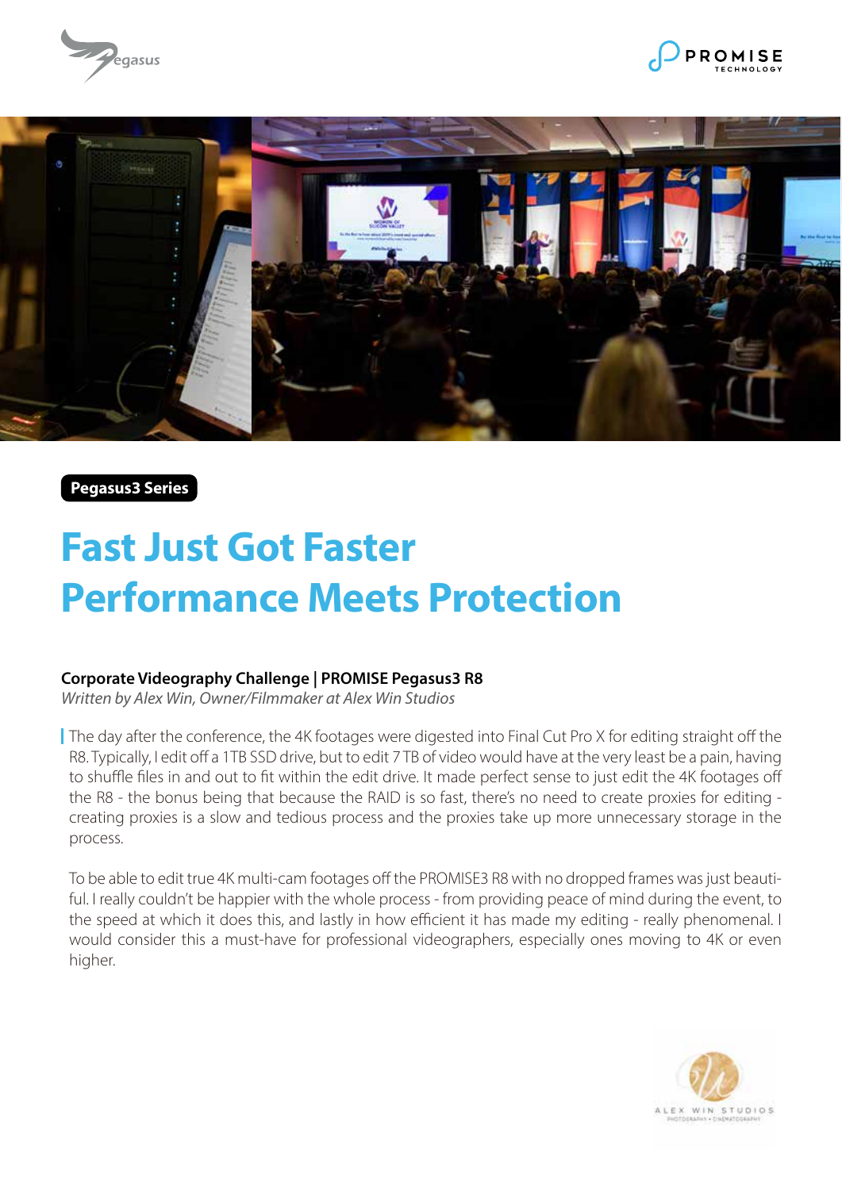Pegasus3 Series

# Fast Just Got Faster
# Performance Meets Protection

**Corporate Videography Challenge | PROMISE Pegasus3 R8**

*Written by Alex Win, Owner/Filmmaker at Alex Win Studios*

The day after the conference, the 4K footages were digested into Final Cut Pro X for editing straight off the R8. Typically, I edit off a 1TB SSD drive, but to edit 7 TB of video would have at the very least be a pain, having to shuffle files in and out to fit within the edit drive. It made perfect sense to just edit the 4K footages off the R8 - the bonus being that because the RAID is so fast, there's no need to create proxies for editing - creating proxies is a slow and tedious process and the proxies take up more unnecessary storage in the process.

To be able to edit true 4K multi-cam footages off the PROMISE3 R8 with no dropped frames was just beautiful. I really couldn't be happier with the whole process - from providing peace of mind during the event, to the speed at which it does this, and lastly in how efficient it has made my editing - really phenomenal. I would consider this a must-have for professional videographers, especially ones moving to 4K or even higher.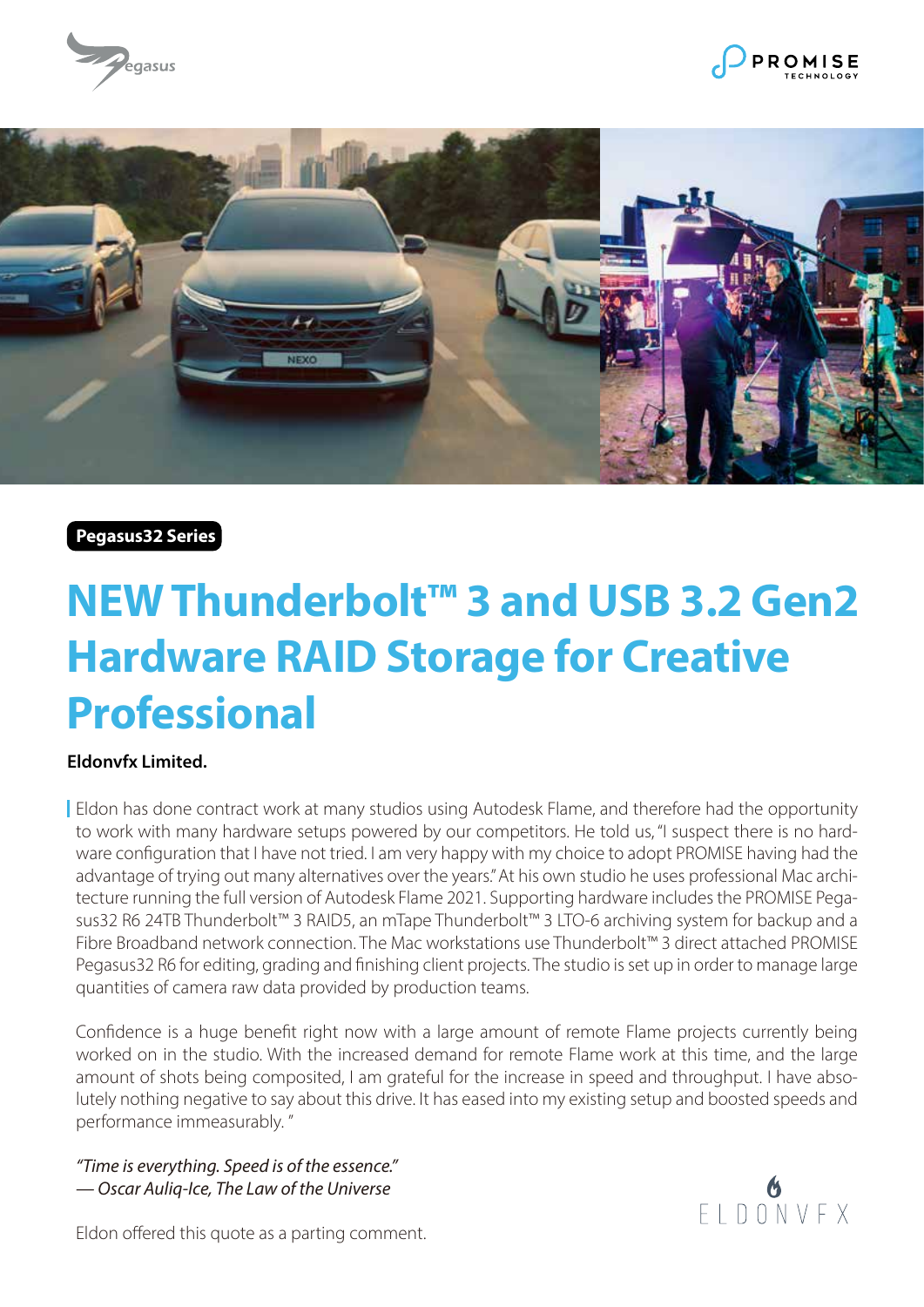Pegasus32 Series

# NEW Thunderbolt™ 3 and USB 3.2 Gen2 Hardware RAID Storage for Creative Professional

**Eldonvfx Limited.**

Eldon has done contract work at many studios using Autodesk Flame, and therefore had the opportunity to work with many hardware setups powered by our competitors. He told us, "I suspect there is no hardware configuration that I have not tried. I am very happy with my choice to adopt PROMISE having had the advantage of trying out many alternatives over the years." At his own studio he uses professional Mac architecture running the full version of Autodesk Flame 2021. Supporting hardware includes the PROMISE Pegasus32 R6 24TB Thunderbolt™ 3 RAID5, an mTape Thunderbolt™ 3 LTO-6 archiving system for backup and a Fibre Broadband network connection. The Mac workstations use Thunderbolt™ 3 direct attached PROMISE Pegasus32 R6 for editing, grading and finishing client projects. The studio is set up in order to manage large quantities of camera raw data provided by production teams.

Confidence is a huge benefit right now with a large amount of remote Flame projects currently being worked on in the studio. With the increased demand for remote Flame work at this time, and the large amount of shots being composited, I am grateful for the increase in speed and throughput. I have absolutely nothing negative to say about this drive. It has eased into my existing setup and boosted speeds and performance immeasurably. "

*"Time is everything. Speed is of the essence."*
*— Oscar Auliq-Ice, The Law of the Universe*

Eldon offered this quote as a parting comment.

ELDONVFX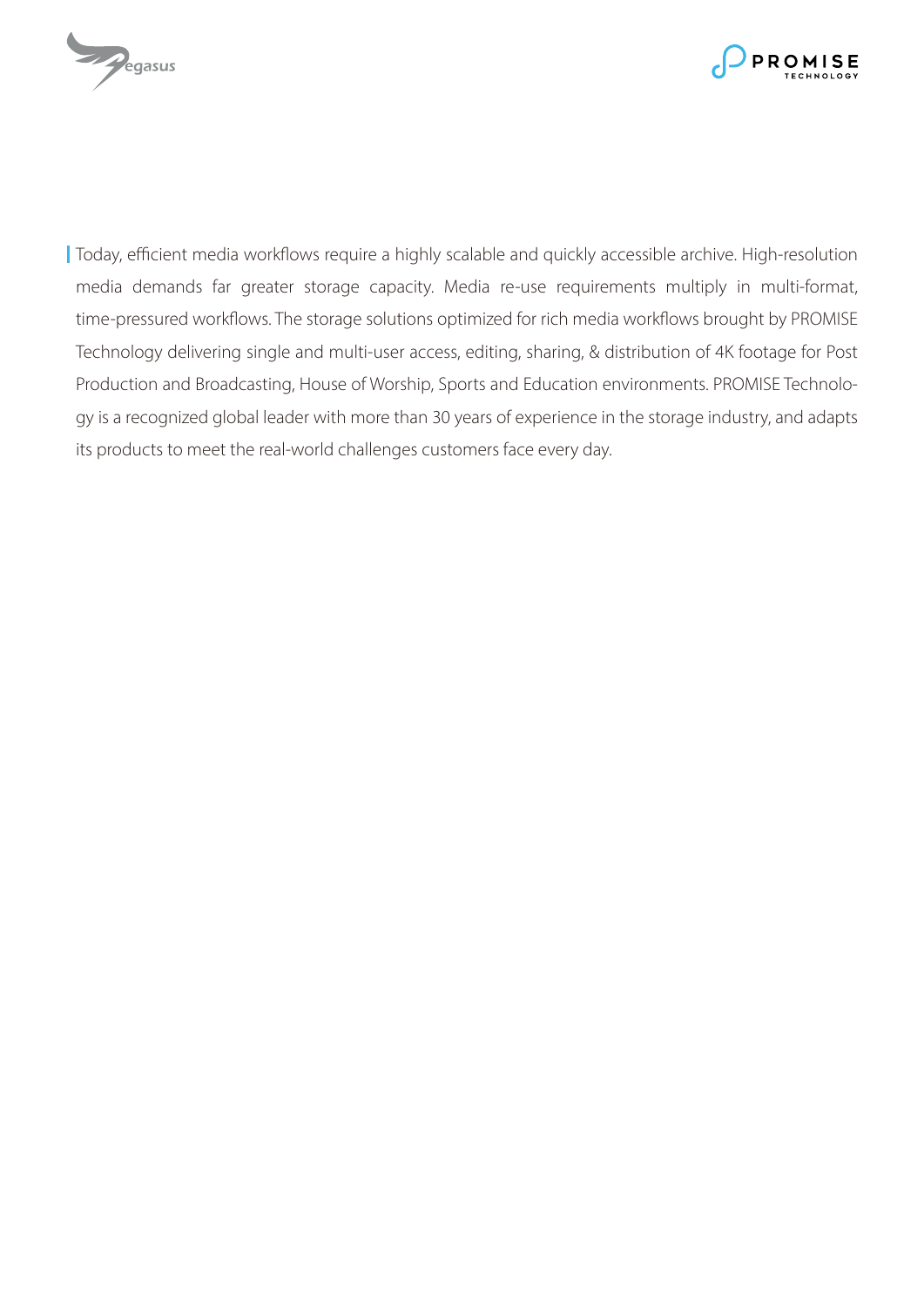Today, efficient media workflows require a highly scalable and quickly accessible archive. High-resolution media demands far greater storage capacity. Media re-use requirements multiply in multi-format, time-pressured workflows. The storage solutions optimized for rich media workflows brought by PROMISE Technology delivering single and multi-user access, editing, sharing, & distribution of 4K footage for Post Production and Broadcasting, House of Worship, Sports and Education environments. PROMISE Technology is a recognized global leader with more than 30 years of experience in the storage industry, and adapts its products to meet the real-world challenges customers face every day.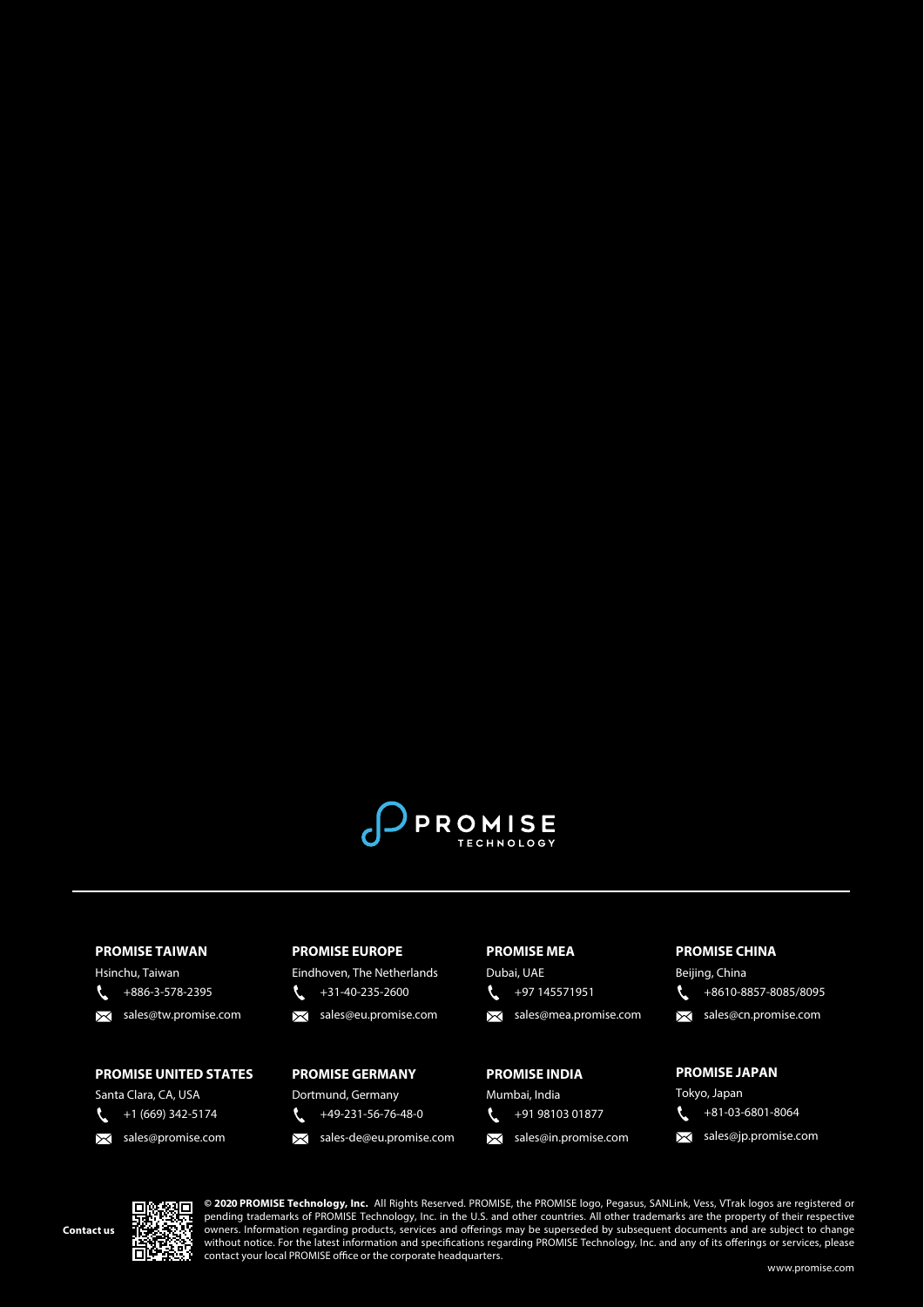PROMISE TECHNOLOGY

### PROMISE TAIWAN

Hsinchu, Taiwan

+886-3-578-2395

sales@tw.promise.com

### PROMISE EUROPE

Eindhoven, The Netherlands

+31-40-235-2600

sales@eu.promise.com

### PROMISE MEA

Dubai, UAE

+97 145571951

sales@mea.promise.com

### PROMISE CHINA

Beijing, China

+8610-8857-8085/8095

sales@cn.promise.com

### PROMISE UNITED STATES

Santa Clara, CA, USA

+1 (669) 342-5174

sales@promise.com

### PROMISE GERMANY

Dortmund, Germany

+49-231-56-76-48-0

sales-de@eu.promise.com

### PROMISE INDIA

Mumbai, India

+91 98103 01877

sales@in.promise.com

### PROMISE JAPAN

Tokyo, Japan

+81-03-6801-8064

sales@jp.promise.com

**Contact us**

**© 2020 PROMISE Technology, Inc.** All Rights Reserved. PROMISE, the PROMISE logo, Pegasus, SANLink, Vess, VTrak logos are registered or pending trademarks of PROMISE Technology, Inc. in the U.S. and other countries. All other trademarks are the property of their respective owners. Information regarding products, services and offerings may be superseded by subsequent documents and are subject to change without notice. For the latest information and specifications regarding PROMISE Technology, Inc. and any of its offerings or services, please contact your local PROMISE office or the corporate headquarters.

www.promise.com